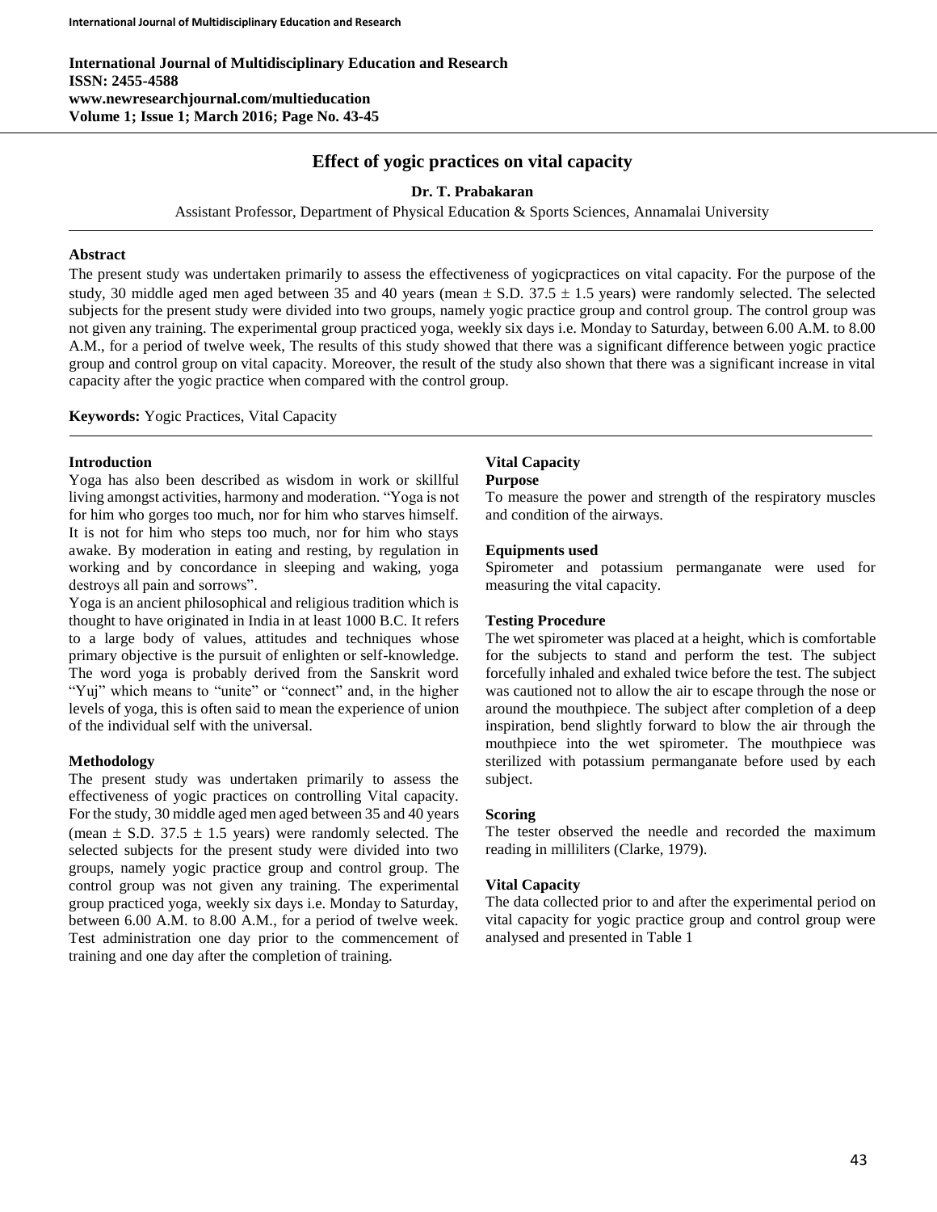**International Journal of Multidisciplinary Education and Research**
**ISSN: 2455-4588**
**www.newresearchjournal.com/multieducation**
**Volume 1; Issue 1; March 2016; Page No. 43-45**

# Effect of yogic practices on vital capacity

**Dr. T. Prabakaran**

Assistant Professor, Department of Physical Education & Sports Sciences, Annamalai University

## Abstract

The present study was undertaken primarily to assess the effectiveness of yogicpractices on vital capacity. For the purpose of the study, 30 middle aged men aged between 35 and 40 years (mean ± S.D. 37.5 ± 1.5 years) were randomly selected. The selected subjects for the present study were divided into two groups, namely yogic practice group and control group. The control group was not given any training. The experimental group practiced yoga, weekly six days i.e. Monday to Saturday, between 6.00 A.M. to 8.00 A.M., for a period of twelve week, The results of this study showed that there was a significant difference between yogic practice group and control group on vital capacity. Moreover, the result of the study also shown that there was a significant increase in vital capacity after the yogic practice when compared with the control group.

**Keywords:** Yogic Practices, Vital Capacity

## Introduction

Yoga has also been described as wisdom in work or skillful living amongst activities, harmony and moderation. "Yoga is not for him who gorges too much, nor for him who starves himself. It is not for him who steps too much, nor for him who stays awake. By moderation in eating and resting, by regulation in working and by concordance in sleeping and waking, yoga destroys all pain and sorrows".

Yoga is an ancient philosophical and religious tradition which is thought to have originated in India in at least 1000 B.C. It refers to a large body of values, attitudes and techniques whose primary objective is the pursuit of enlighten or self-knowledge. The word yoga is probably derived from the Sanskrit word "Yuj" which means to "unite" or "connect" and, in the higher levels of yoga, this is often said to mean the experience of union of the individual self with the universal.

## Methodology

The present study was undertaken primarily to assess the effectiveness of yogic practices on controlling Vital capacity. For the study, 30 middle aged men aged between 35 and 40 years (mean ± S.D. 37.5 ± 1.5 years) were randomly selected. The selected subjects for the present study were divided into two groups, namely yogic practice group and control group. The control group was not given any training. The experimental group practiced yoga, weekly six days i.e. Monday to Saturday, between 6.00 A.M. to 8.00 A.M., for a period of twelve week. Test administration one day prior to the commencement of training and one day after the completion of training.

### Vital Capacity

**Purpose**

To measure the power and strength of the respiratory muscles and condition of the airways.

**Equipments used**

Spirometer and potassium permanganate were used for measuring the vital capacity.

**Testing Procedure**

The wet spirometer was placed at a height, which is comfortable for the subjects to stand and perform the test. The subject forcefully inhaled and exhaled twice before the test. The subject was cautioned not to allow the air to escape through the nose or around the mouthpiece. The subject after completion of a deep inspiration, bend slightly forward to blow the air through the mouthpiece into the wet spirometer. The mouthpiece was sterilized with potassium permanganate before used by each subject.

**Scoring**

The tester observed the needle and recorded the maximum reading in milliliters (Clarke, 1979).

### Vital Capacity

The data collected prior to and after the experimental period on vital capacity for yogic practice group and control group were analysed and presented in Table 1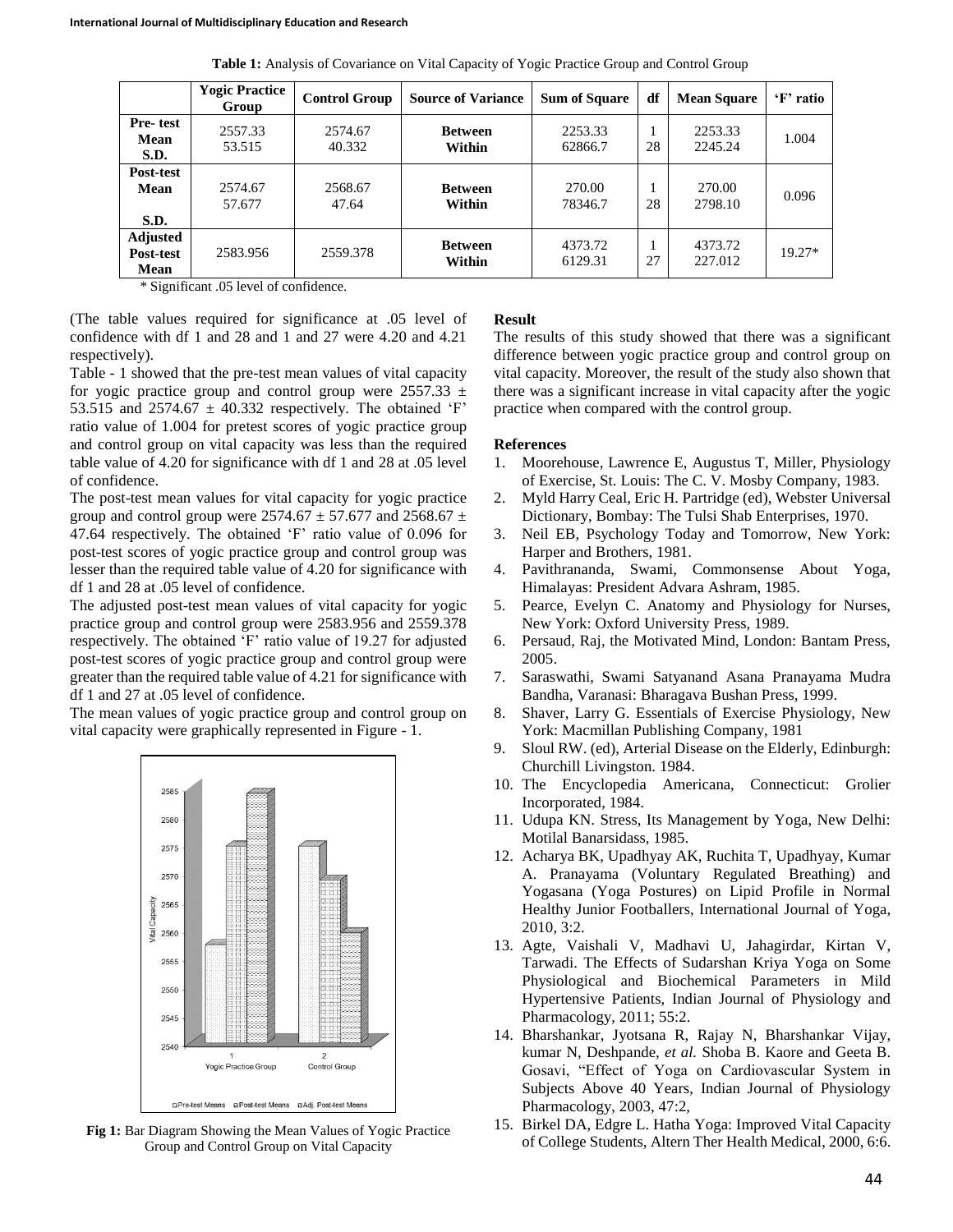**Table 1:** Analysis of Covariance on Vital Capacity of Yogic Practice Group and Control Group

| | Yogic Practice Group | Control Group | Source of Variance | Sum of Square | df | Mean Square | 'F' ratio |
|---|---|---|---|---|---|---|---|
| **Pre- test Mean S.D.** | 2557.33<br>53.515 | 2574.67<br>40.332 | **Between**<br>**Within** | 2253.33<br>62866.7 | 1<br>28 | 2253.33<br>2245.24 | 1.004 |
| **Post-test Mean S.D.** | 2574.67<br>57.677 | 2568.67<br>47.64 | **Between**<br>**Within** | 270.00<br>78346.7 | 1<br>28 | 270.00<br>2798.10 | 0.096 |
| **Adjusted Post-test Mean** | 2583.956 | 2559.378 | **Between**<br>**Within** | 4373.72<br>6129.31 | 1<br>27 | 4373.72<br>227.012 | 19.27* |

\* Significant .05 level of confidence.

(The table values required for significance at .05 level of confidence with df 1 and 28 and 1 and 27 were 4.20 and 4.21 respectively).

Table - 1 showed that the pre-test mean values of vital capacity for yogic practice group and control group were 2557.33 ± 53.515 and 2574.67 ± 40.332 respectively. The obtained 'F' ratio value of 1.004 for pretest scores of yogic practice group and control group on vital capacity was less than the required table value of 4.20 for significance with df 1 and 28 at .05 level of confidence.

The post-test mean values for vital capacity for yogic practice group and control group were 2574.67 ± 57.677 and 2568.67 ± 47.64 respectively. The obtained 'F' ratio value of 0.096 for post-test scores of yogic practice group and control group was lesser than the required table value of 4.20 for significance with df 1 and 28 at .05 level of confidence.

The adjusted post-test mean values of vital capacity for yogic practice group and control group were 2583.956 and 2559.378 respectively. The obtained 'F' ratio value of 19.27 for adjusted post-test scores of yogic practice group and control group were greater than the required table value of 4.21 for significance with df 1 and 27 at .05 level of confidence.

The mean values of yogic practice group and control group on vital capacity were graphically represented in Figure - 1.

**Fig 1:** Bar Diagram Showing the Mean Values of Yogic Practice Group and Control Group on Vital Capacity

## Result

The results of this study showed that there was a significant difference between yogic practice group and control group on vital capacity. Moreover, the result of the study also shown that there was a significant increase in vital capacity after the yogic practice when compared with the control group.

## References

1. Moorehouse, Lawrence E, Augustus T, Miller, Physiology of Exercise, St. Louis: The C. V. Mosby Company, 1983.
2. Myld Harry Ceal, Eric H. Partridge (ed), Webster Universal Dictionary, Bombay: The Tulsi Shab Enterprises, 1970.
3. Neil EB, Psychology Today and Tomorrow, New York: Harper and Brothers, 1981.
4. Pavithrananda, Swami, Commonsense About Yoga, Himalayas: President Advara Ashram, 1985.
5. Pearce, Evelyn C. Anatomy and Physiology for Nurses, New York: Oxford University Press, 1989.
6. Persaud, Raj, the Motivated Mind, London: Bantam Press, 2005.
7. Saraswathi, Swami Satyanand Asana Pranayama Mudra Bandha, Varanasi: Bharagava Bushan Press, 1999.
8. Shaver, Larry G. Essentials of Exercise Physiology, New York: Macmillan Publishing Company, 1981
9. Sloul RW. (ed), Arterial Disease on the Elderly, Edinburgh: Churchill Livingston. 1984.
10. The Encyclopedia Americana, Connecticut: Grolier Incorporated, 1984.
11. Udupa KN. Stress, Its Management by Yoga, New Delhi: Motilal Banarsidass, 1985.
12. Acharya BK, Upadhyay AK, Ruchita T, Upadhyay, Kumar A. Pranayama (Voluntary Regulated Breathing) and Yogasana (Yoga Postures) on Lipid Profile in Normal Healthy Junior Footballers, International Journal of Yoga, 2010, 3:2.
13. Agte, Vaishali V, Madhavi U, Jahagirdar, Kirtan V, Tarwadi. The Effects of Sudarshan Kriya Yoga on Some Physiological and Biochemical Parameters in Mild Hypertensive Patients, Indian Journal of Physiology and Pharmacology, 2011; 55:2.
14. Bharshankar, Jyotsana R, Rajay N, Bharshankar Vijay, kumar N, Deshpande, *et al.* Shoba B. Kaore and Geeta B. Gosavi, "Effect of Yoga on Cardiovascular System in Subjects Above 40 Years, Indian Journal of Physiology Pharmacology, 2003, 47:2,
15. Birkel DA, Edgre L. Hatha Yoga: Improved Vital Capacity of College Students, Altern Ther Health Medical, 2000, 6:6.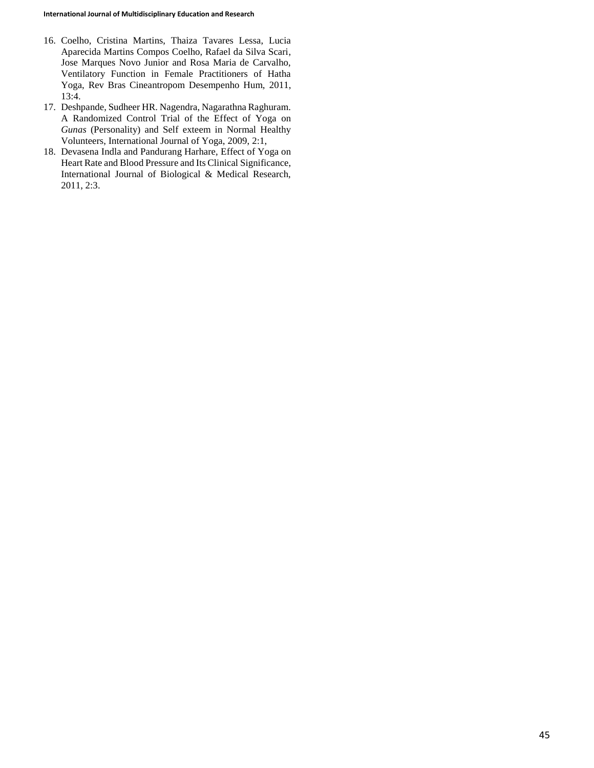16. Coelho, Cristina Martins, Thaiza Tavares Lessa, Lucia Aparecida Martins Compos Coelho, Rafael da Silva Scari, Jose Marques Novo Junior and Rosa Maria de Carvalho, Ventilatory Function in Female Practitioners of Hatha Yoga, Rev Bras Cineantropom Desempenho Hum, 2011, 13:4.
17. Deshpande, Sudheer HR. Nagendra, Nagarathna Raghuram. A Randomized Control Trial of the Effect of Yoga on *Gunas* (Personality) and Self exteem in Normal Healthy Volunteers, International Journal of Yoga, 2009, 2:1,
18. Devasena Indla and Pandurang Harhare, Effect of Yoga on Heart Rate and Blood Pressure and Its Clinical Significance, International Journal of Biological & Medical Research, 2011, 2:3.